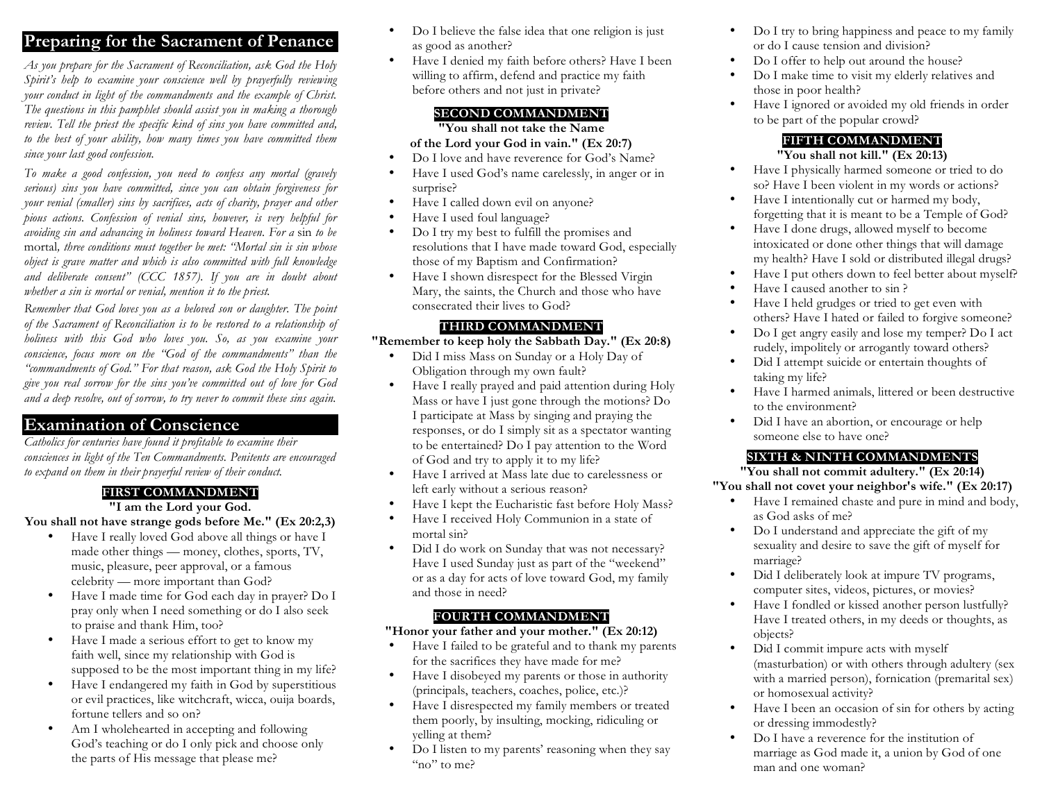## Preparing for the Sacrament of Penance

*As you prepare for the Sacrament of Reconciliation, ask God the Holy Spirit's help to examine your conscience well by prayerfully reviewing your conduct in light of the commandments and the example of Christ. The questions in this pamphlet should assist you in making a thorough review. Tell the priest the specific kind of sins you have committed and, to the best of your ability, how many times you have committed them since your last good confession.*

*To make a good confession, you need to confess any mortal (gravely serious) sins you have committed, since you can obtain forgiveness for your venial (smaller) sins by sacrifices, acts of charity, prayer and other pious actions. Confession of venial sins, however, is very helpful for avoiding sin and advancing in holiness toward Heaven. For a* sin *to be* mortal*, three conditions must together be met: "Mortal sin is sin whose object is grave matter and which is also committed with full knowledge and deliberate consent" (CCC 1857). If you are in doubt about whether a sin is mortal or venial, mention it to the priest.*

*Remember that God loves you as a beloved son or daughter. The point of the Sacrament of Reconciliation is to be restored to a relationship of holiness with this God who loves you. So, as you examine your conscience, focus more on the "God of the commandments" than the "commandments of God." For that reason, ask God the Holy Spirit to give you real sorrow for the sins you've committed out of love for God and a deep resolve, out of sorrow, to try never to commit these sins again.*

## Examination of Conscience

*Catholics for centuries have found it profitable to examine their consciences in light of the Ten Commandments. Penitents are encouraged to expand on them in their prayerful review of their conduct.*

### FIRST COMMANDMENT

**"I am the Lord your God. You shall not have strange gods before Me." (Ex 20:2,3)**

- Have I really loved God above all things or have I made other things — money, clothes, sports, TV, music, pleasure, peer approval, or a famous celebrity — more important than God?
- Have I made time for God each day in prayer? Do I pray only when I need something or do I also seek to praise and thank Him, too?
- Have I made a serious effort to get to know my faith well, since my relationship with God is supposed to be the most important thing in my life?
- Have I endangered my faith in God by superstitious or evil practices, like witchcraft, wicca, ouija boards, fortune tellers and so on?
- Am I wholehearted in accepting and following God's teaching or do I only pick and choose only the parts of His message that please me?
- Do I believe the false idea that one religion is just as good as another?
- Have I denied my faith before others? Have I been willing to affirm, defend and practice my faith before others and not just in private?

### SECOND COMMANDMENT

**"You shall not take the Name of the Lord your God in vain." (Ex 20:7)**

- Do I love and have reverence for God's Name?
- Have I used God's name carelessly, in anger or in surprise?
- Have I called down evil on anyone?
- Have I used foul language?
- Do I try my best to fulfill the promises and resolutions that I have made toward God, especially those of my Baptism and Confirmation?
- Have I shown disrespect for the Blessed Virgin Mary, the saints, the Church and those who have consecrated their lives to God?

### THIRD COMMANDMENT

**"Remember to keep holy the Sabbath Day." (Ex 20:8)**

- Did I miss Mass on Sunday or a Holy Day of Obligation through my own fault?
- Have I really prayed and paid attention during Holy Mass or have I just gone through the motions? Do I participate at Mass by singing and praying the responses, or do I simply sit as a spectator wanting to be entertained? Do I pay attention to the Word of God and try to apply it to my life?
- Have I arrived at Mass late due to carelessness or left early without a serious reason?
- Have I kept the Eucharistic fast before Holy Mass?
- Have I received Holy Communion in a state of mortal sin?
- Did I do work on Sunday that was not necessary? Have I used Sunday just as part of the "weekend" or as a day for acts of love toward God, my family and those in need?

### FOURTH COMMANDMENT

**"Honor your father and your mother." (Ex 20:12)**

- Have I failed to be grateful and to thank my parents for the sacrifices they have made for me?
- Have I disobeyed my parents or those in authority (principals, teachers, coaches, police, etc.)?
- Have I disrespected my family members or treated them poorly, by insulting, mocking, ridiculing or yelling at them?
- Do I listen to my parents' reasoning when they say "no" to me?
- Do I try to bring happiness and peace to my family or do I cause tension and division?
- Do I offer to help out around the house?
- Do I make time to visit my elderly relatives and those in poor health?
- Have I ignored or avoided my old friends in order to be part of the popular crowd?

### FIFTH COMMANDMENT

**"You shall not kill." (Ex 20:13)**

- Have I physically harmed someone or tried to do so? Have I been violent in my words or actions?
- Have I intentionally cut or harmed my body, forgetting that it is meant to be a Temple of God?
- Have I done drugs, allowed myself to become intoxicated or done other things that will damage my health? Have I sold or distributed illegal drugs?
- Have I put others down to feel better about myself?
- Have I caused another to sin ?
- Have I held grudges or tried to get even with others? Have I hated or failed to forgive someone?
- Do I get angry easily and lose my temper? Do I act rudely, impolitely or arrogantly toward others?
- Did I attempt suicide or entertain thoughts of taking my life?
- Have I harmed animals, littered or been destructive to the environment?
- Did I have an abortion, or encourage or help someone else to have one?

### SIXTH & NINTH COMMANDMENTS

**"You shall not commit adultery." (Ex 20:14)**
**"You shall not covet your neighbor's wife." (Ex 20:17)**

- Have I remained chaste and pure in mind and body, as God asks of me?
- Do I understand and appreciate the gift of my sexuality and desire to save the gift of myself for marriage?
- Did I deliberately look at impure TV programs, computer sites, videos, pictures, or movies?
- Have I fondled or kissed another person lustfully? Have I treated others, in my deeds or thoughts, as objects?
- Did I commit impure acts with myself (masturbation) or with others through adultery (sex with a married person), fornication (premarital sex) or homosexual activity?
- Have I been an occasion of sin for others by acting or dressing immodestly?
- Do I have a reverence for the institution of marriage as God made it, a union by God of one man and one woman?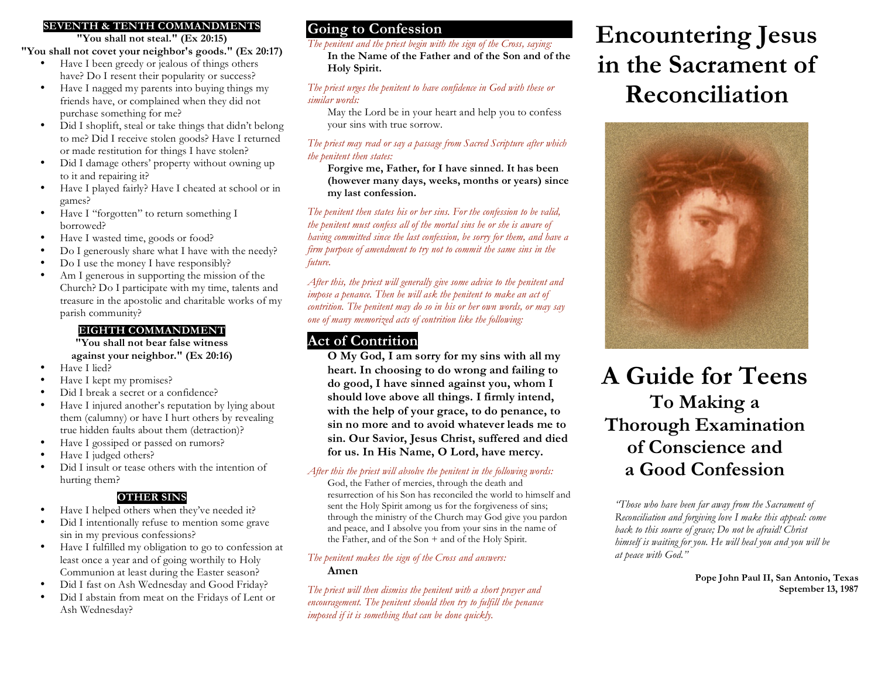## SEVENTH & TENTH COMMANDMENTS

**"You shall not steal." (Ex 20:15)**
**"You shall not covet your neighbor's goods." (Ex 20:17)**

- Have I been greedy or jealous of things others have? Do I resent their popularity or success?
- Have I nagged my parents into buying things my friends have, or complained when they did not purchase something for me?
- Did I shoplift, steal or take things that didn't belong to me? Did I receive stolen goods? Have I returned or made restitution for things I have stolen?
- Did I damage others' property without owning up to it and repairing it?
- Have I played fairly? Have I cheated at school or in games?
- Have I "forgotten" to return something I borrowed?
- Have I wasted time, goods or food?
- Do I generously share what I have with the needy?
- Do I use the money I have responsibly?
- Am I generous in supporting the mission of the Church? Do I participate with my time, talents and treasure in the apostolic and charitable works of my parish community?

## EIGHTH COMMANDMENT

**"You shall not bear false witness against your neighbor." (Ex 20:16)**

- Have I lied?
- Have I kept my promises?
- Did I break a secret or a confidence?
- Have I injured another's reputation by lying about them (calumny) or have I hurt others by revealing true hidden faults about them (detraction)?
- Have I gossiped or passed on rumors?
- Have I judged others?
- Did I insult or tease others with the intention of hurting them?

## OTHER SINS

- Have I helped others when they've needed it?
- Did I intentionally refuse to mention some grave sin in my previous confessions?
- Have I fulfilled my obligation to go to confession at least once a year and of going worthily to Holy Communion at least during the Easter season?
- Did I fast on Ash Wednesday and Good Friday?
- Did I abstain from meat on the Fridays of Lent or Ash Wednesday?

## Going to Confession

*The penitent and the priest begin with the sign of the Cross, saying:*

**In the Name of the Father and of the Son and of the Holy Spirit.**

*The priest urges the penitent to have confidence in God with these or similar words:*

May the Lord be in your heart and help you to confess your sins with true sorrow.

*The priest may read or say a passage from Sacred Scripture after which the penitent then states:*

**Forgive me, Father, for I have sinned. It has been (however many days, weeks, months or years) since my last confession.**

*The penitent then states his or her sins. For the confession to be valid, the penitent must confess all of the mortal sins he or she is aware of having committed since the last confession, be sorry for them, and have a firm purpose of amendment to try not to commit the same sins in the future.*

*After this, the priest will generally give some advice to the penitent and impose a penance. Then he will ask the penitent to make an act of contrition. The penitent may do so in his or her own words, or may say one of many memorized acts of contrition like the following:*

## Act of Contrition

**O My God, I am sorry for my sins with all my heart. In choosing to do wrong and failing to do good, I have sinned against you, whom I should love above all things. I firmly intend, with the help of your grace, to do penance, to sin no more and to avoid whatever leads me to sin. Our Savior, Jesus Christ, suffered and died for us. In His Name, O Lord, have mercy.**

*After this the priest will absolve the penitent in the following words:*

God, the Father of mercies, through the death and resurrection of his Son has reconciled the world to himself and sent the Holy Spirit among us for the forgiveness of sins; through the ministry of the Church may God give you pardon and peace, and I absolve you from your sins in the name of the Father, and of the Son + and of the Holy Spirit.

*The penitent makes the sign of the Cross and answers:*

**Amen**

*The priest will then dismiss the penitent with a short prayer and encouragement. The penitent should then try to fulfill the penance imposed if it is something that can be done quickly.*

# Encountering Jesus in the Sacrament of Reconciliation

# A Guide for Teens

## To Making a Thorough Examination of Conscience and a Good Confession

*"Those who have been far away from the Sacrament of Reconciliation and forgiving love I make this appeal: come back to this source of grace; Do not be afraid! Christ himself is waiting for you. He will heal you and you will be at peace with God."*

**Pope John Paul II, San Antonio, Texas**
**September 13, 1987**